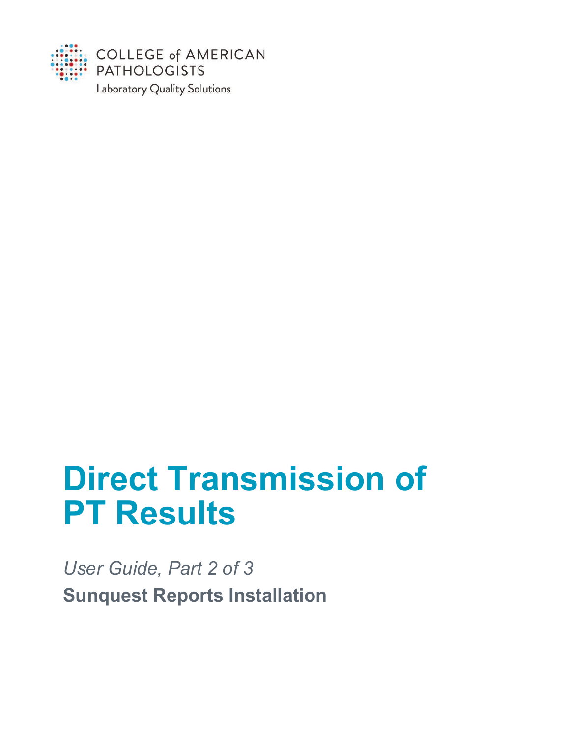COLLEGE of AMERICAN PATHOLOGISTS

Laboratory Quality Solutions

# Direct Transmission of PT Results

*User Guide, Part 2 of 3*

**Sunquest Reports Installation**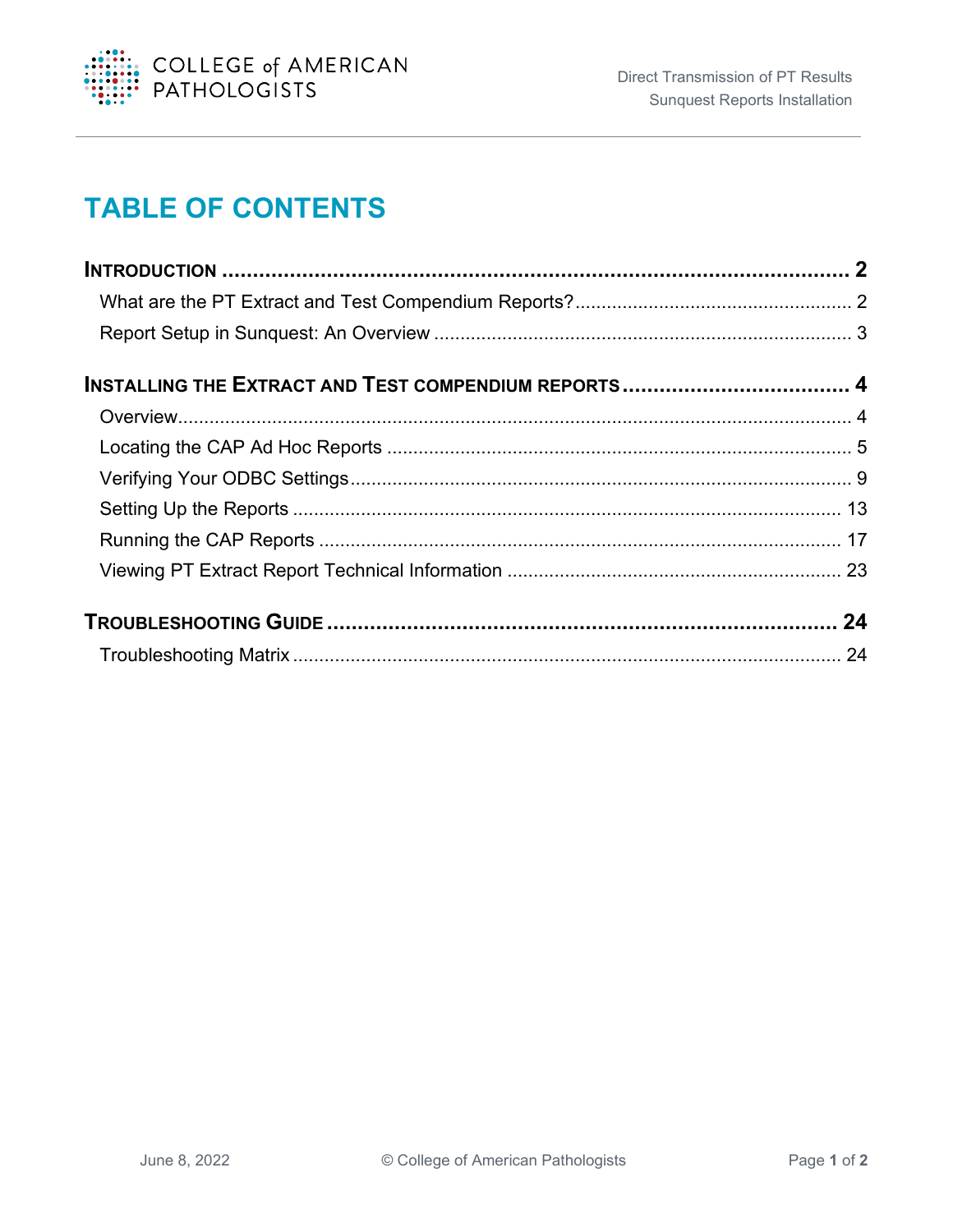# TABLE OF CONTENTS

**INTRODUCTION ..... 2**

- What are the PT Extract and Test Compendium Reports? ..... 2
- Report Setup in Sunquest: An Overview ..... 3

**INSTALLING THE EXTRACT AND TEST COMPENDIUM REPORTS ..... 4**

- Overview ..... 4
- Locating the CAP Ad Hoc Reports ..... 5
- Verifying Your ODBC Settings ..... 9
- Setting Up the Reports ..... 13
- Running the CAP Reports ..... 17
- Viewing PT Extract Report Technical Information ..... 23

**TROUBLESHOOTING GUIDE ..... 24**

- Troubleshooting Matrix ..... 24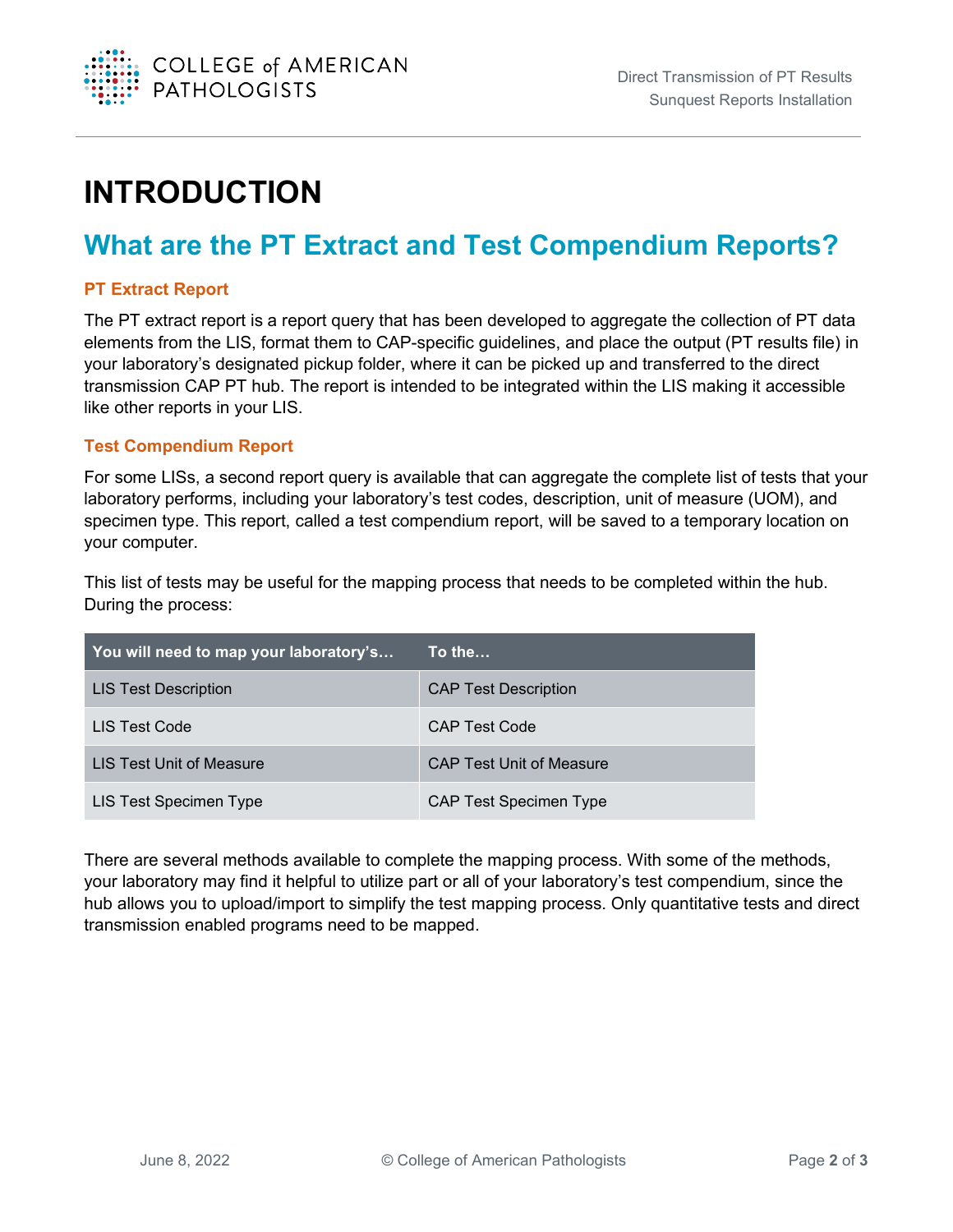# INTRODUCTION

## What are the PT Extract and Test Compendium Reports?

### PT Extract Report

The PT extract report is a report query that has been developed to aggregate the collection of PT data elements from the LIS, format them to CAP-specific guidelines, and place the output (PT results file) in your laboratory's designated pickup folder, where it can be picked up and transferred to the direct transmission CAP PT hub. The report is intended to be integrated within the LIS making it accessible like other reports in your LIS.

### Test Compendium Report

For some LISs, a second report query is available that can aggregate the complete list of tests that your laboratory performs, including your laboratory's test codes, description, unit of measure (UOM), and specimen type. This report, called a test compendium report, will be saved to a temporary location on your computer.

This list of tests may be useful for the mapping process that needs to be completed within the hub. During the process:

| You will need to map your laboratory's… | To the… |
|---|---|
| LIS Test Description | CAP Test Description |
| LIS Test Code | CAP Test Code |
| LIS Test Unit of Measure | CAP Test Unit of Measure |
| LIS Test Specimen Type | CAP Test Specimen Type |

There are several methods available to complete the mapping process. With some of the methods, your laboratory may find it helpful to utilize part or all of your laboratory's test compendium, since the hub allows you to upload/import to simplify the test mapping process. Only quantitative tests and direct transmission enabled programs need to be mapped.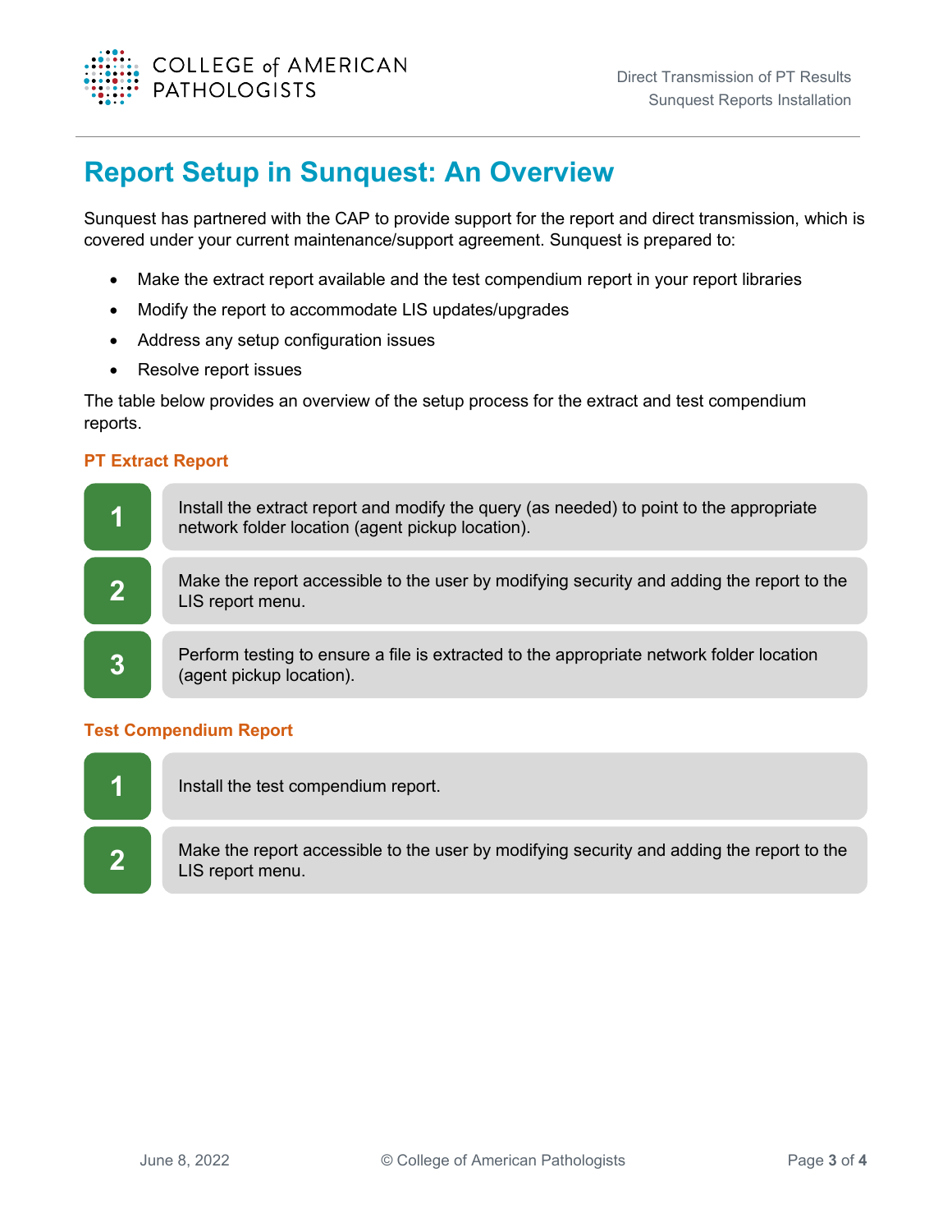# Report Setup in Sunquest: An Overview

Sunquest has partnered with the CAP to provide support for the report and direct transmission, which is covered under your current maintenance/support agreement. Sunquest is prepared to:

- Make the extract report available and the test compendium report in your report libraries
- Modify the report to accommodate LIS updates/upgrades
- Address any setup configuration issues
- Resolve report issues

The table below provides an overview of the setup process for the extract and test compendium reports.

### PT Extract Report

| Step | Description |
|---|---|
| 1 | Install the extract report and modify the query (as needed) to point to the appropriate network folder location (agent pickup location). |
| 2 | Make the report accessible to the user by modifying security and adding the report to the LIS report menu. |
| 3 | Perform testing to ensure a file is extracted to the appropriate network folder location (agent pickup location). |

### Test Compendium Report

| Step | Description |
|---|---|
| 1 | Install the test compendium report. |
| 2 | Make the report accessible to the user by modifying security and adding the report to the LIS report menu. |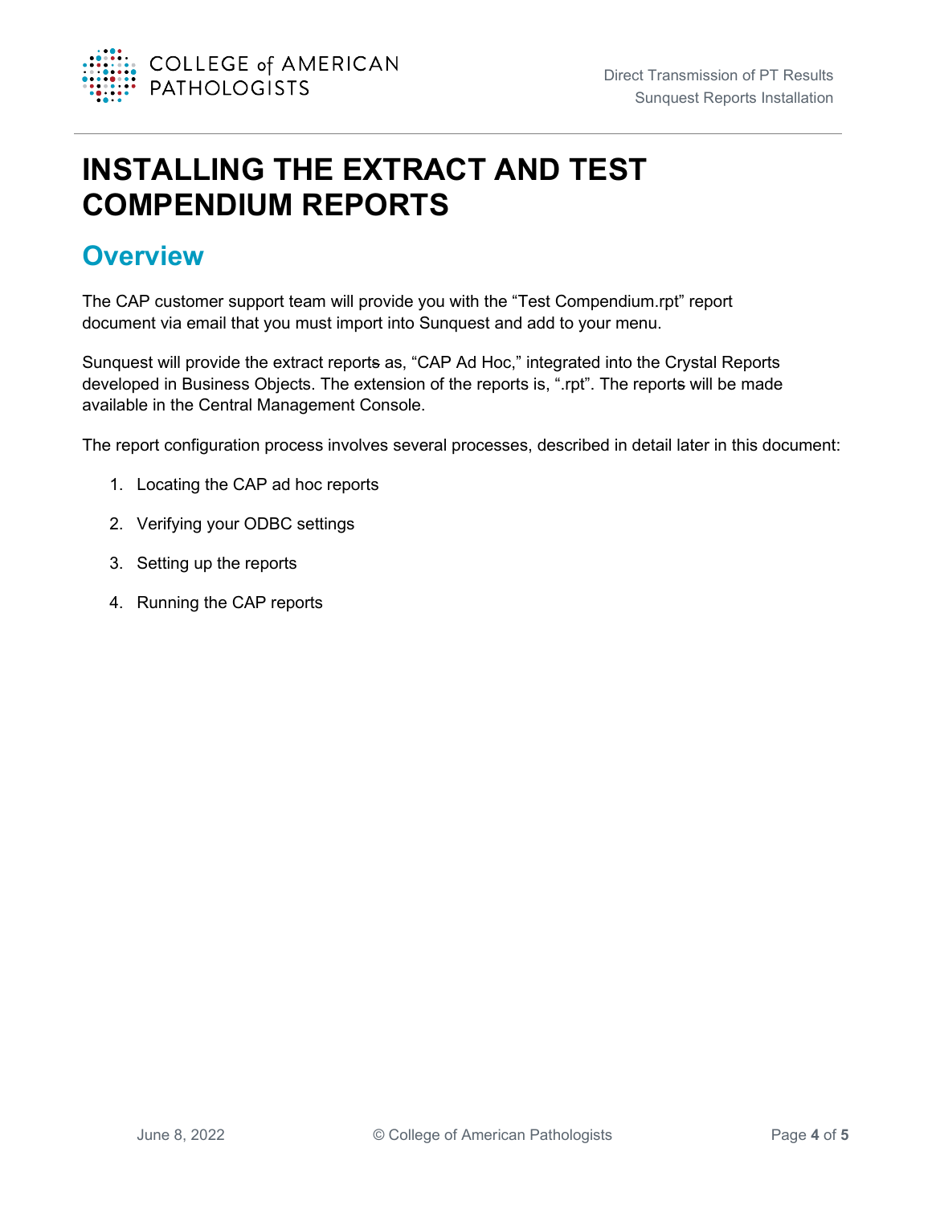# INSTALLING THE EXTRACT AND TEST COMPENDIUM REPORTS

## Overview

The CAP customer support team will provide you with the “Test Compendium.rpt” report document via email that you must import into Sunquest and add to your menu.

Sunquest will provide the extract reports as, “CAP Ad Hoc,” integrated into the Crystal Reports developed in Business Objects. The extension of the reports is, “.rpt”. The reports will be made available in the Central Management Console.

The report configuration process involves several processes, described in detail later in this document:

1. Locating the CAP ad hoc reports
2. Verifying your ODBC settings
3. Setting up the reports
4. Running the CAP reports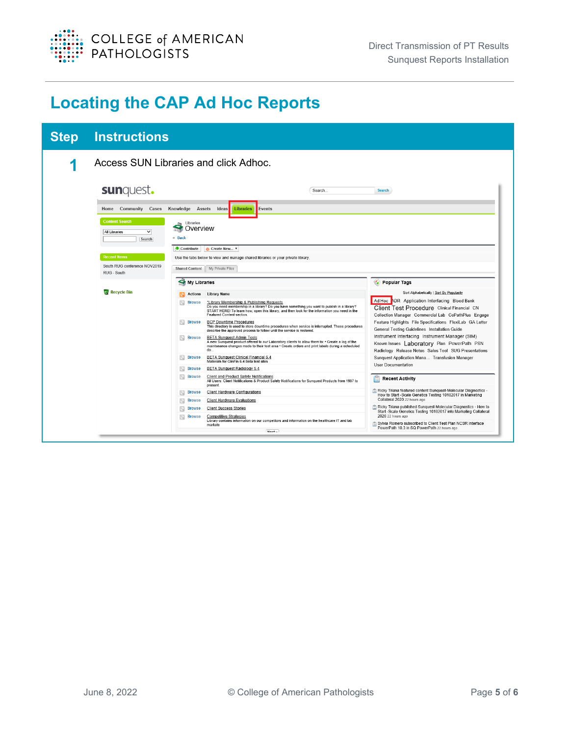# Locating the CAP Ad Hoc Reports

| Step | Instructions |
| --- | --- |
| 1 | Access SUN Libraries and click Adhoc. |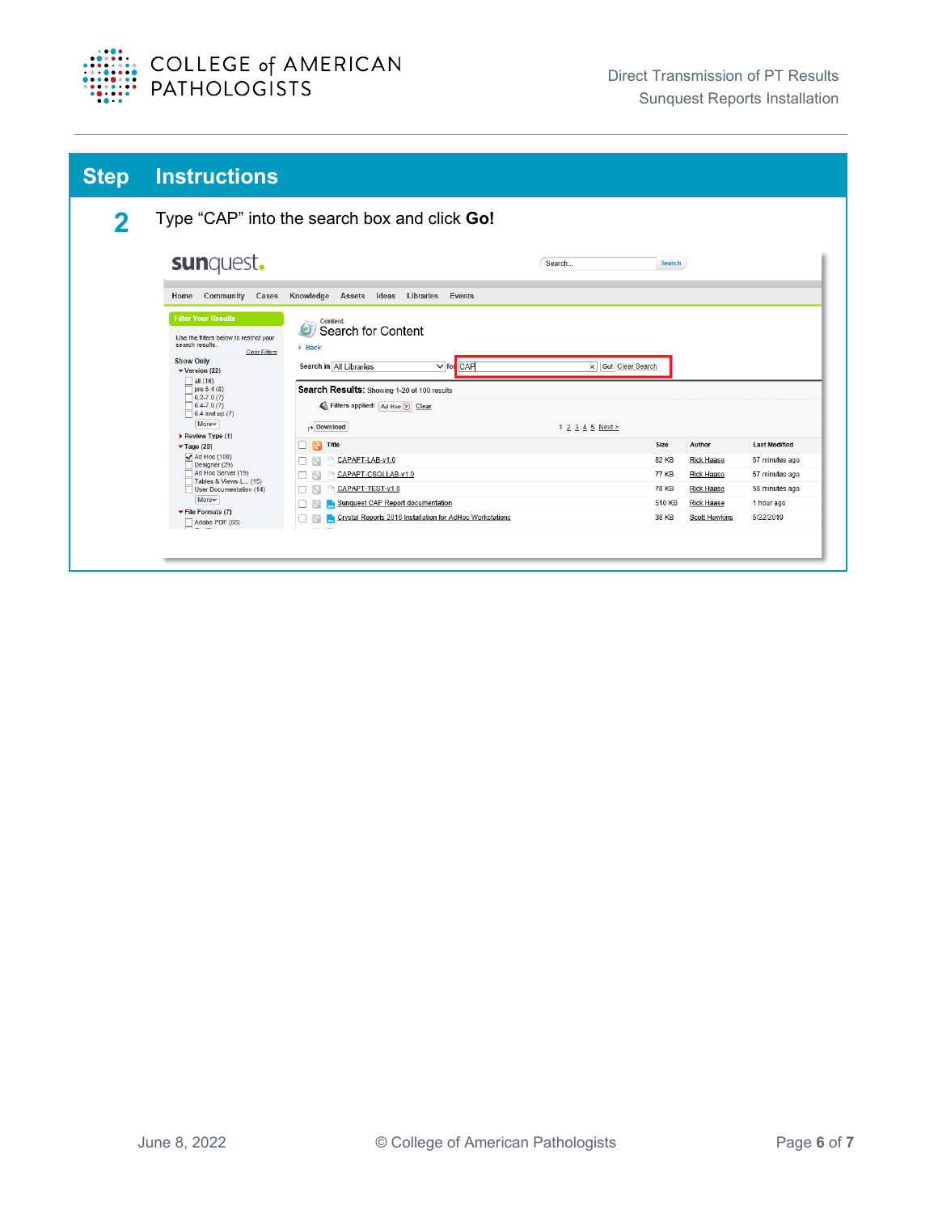| Step | Instructions |
| --- | --- |
| 2 | Type “CAP” into the search box and click **Go!** |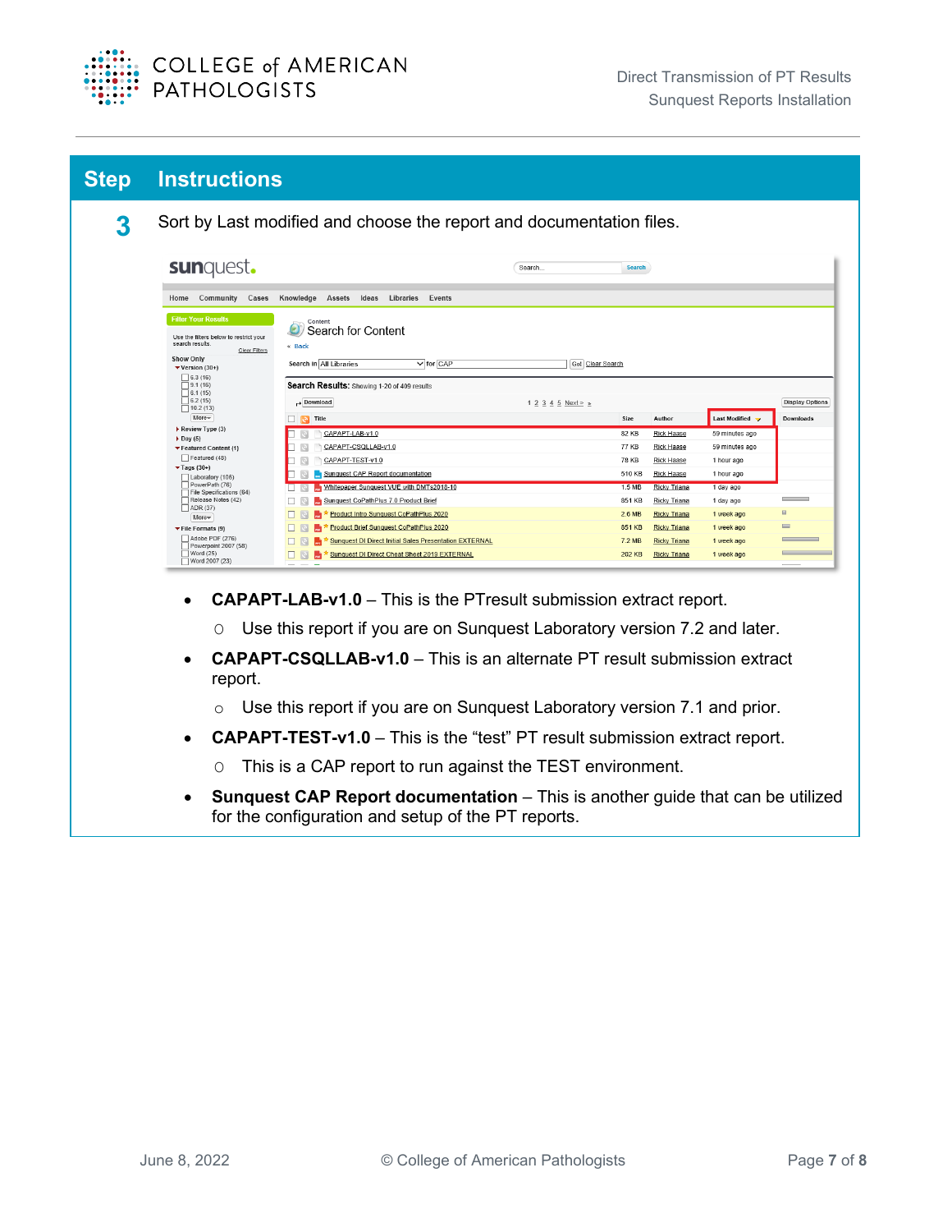| Step | Instructions |
|---|---|
| 3 | Sort by Last modified and choose the report and documentation files. |

- **CAPAPT-LAB-v1.0** – This is the PTresult submission extract report.
  - Use this report if you are on Sunquest Laboratory version 7.2 and later.
- **CAPAPT-CSQLLAB-v1.0** – This is an alternate PT result submission extract report.
  - Use this report if you are on Sunquest Laboratory version 7.1 and prior.
- **CAPAPT-TEST-v1.0** – This is the "test" PT result submission extract report.
  - This is a CAP report to run against the TEST environment.
- **Sunquest CAP Report documentation** – This is another guide that can be utilized for the configuration and setup of the PT reports.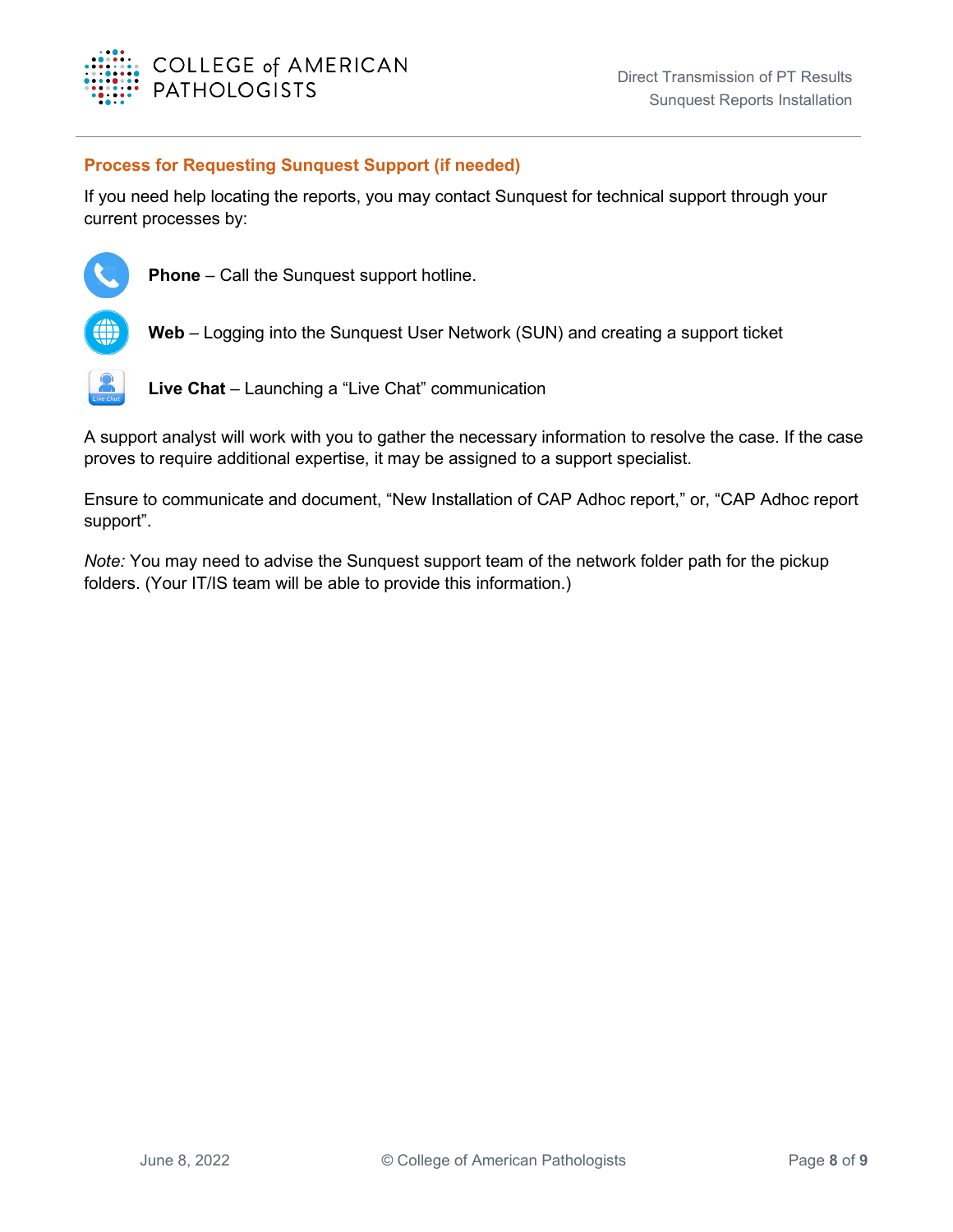## Process for Requesting Sunquest Support (if needed)

If you need help locating the reports, you may contact Sunquest for technical support through your current processes by:

- **Phone** – Call the Sunquest support hotline.
- **Web** – Logging into the Sunquest User Network (SUN) and creating a support ticket
- **Live Chat** – Launching a “Live Chat” communication

A support analyst will work with you to gather the necessary information to resolve the case. If the case proves to require additional expertise, it may be assigned to a support specialist.

Ensure to communicate and document, “New Installation of CAP Adhoc report,” or, “CAP Adhoc report support”.

*Note:* You may need to advise the Sunquest support team of the network folder path for the pickup folders. (Your IT/IS team will be able to provide this information.)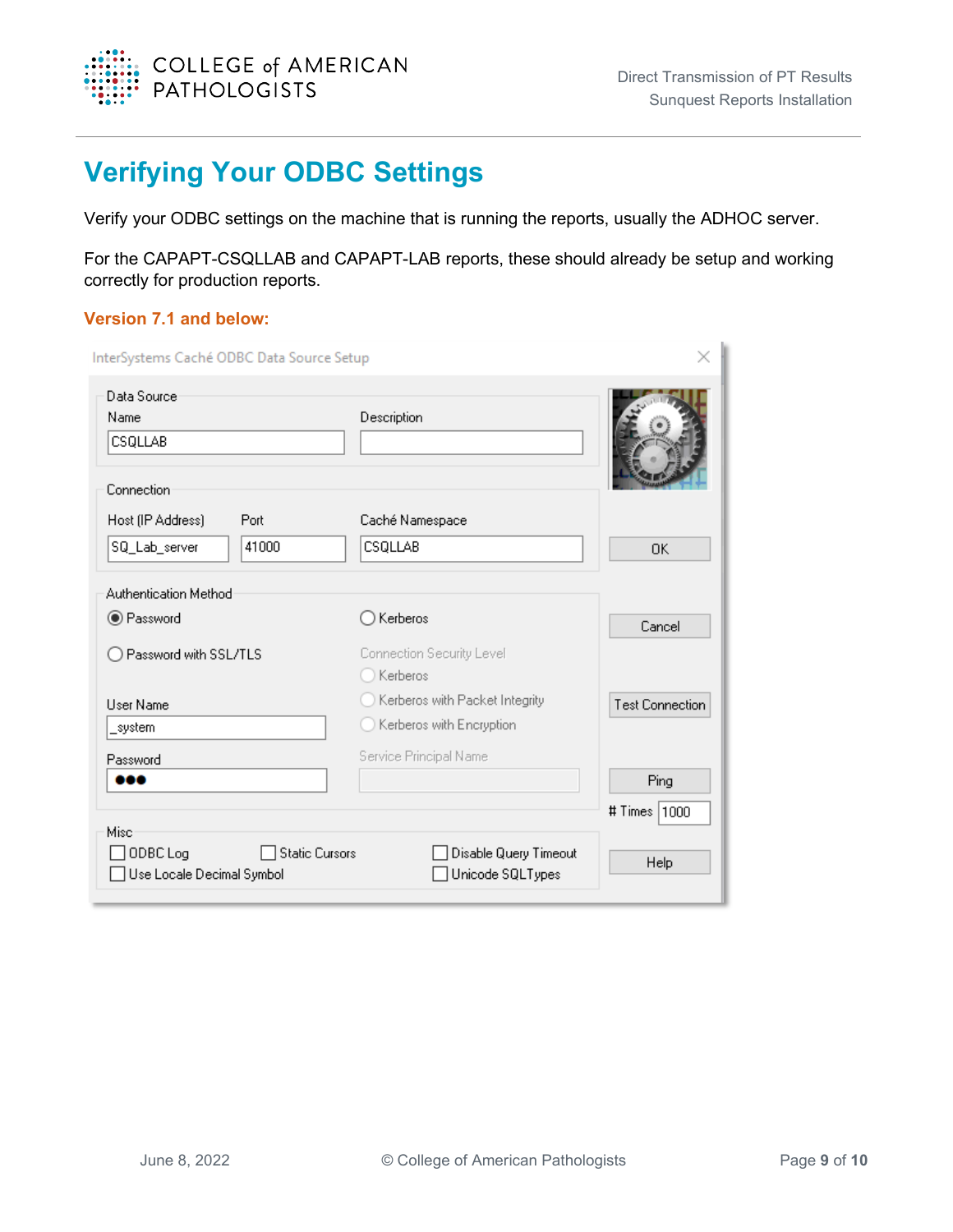# Verifying Your ODBC Settings

Verify your ODBC settings on the machine that is running the reports, usually the ADHOC server.

For the CAPAPT-CSQLLAB and CAPAPT-LAB reports, these should already be setup and working correctly for production reports.

### Version 7.1 and below:

InterSystems Caché ODBC Data Source Setup

Data Source

Name: CSQLLAB

Description:

Connection

Host (IP Address): SQ_Lab_server

Port: 41000

Caché Namespace: CSQLLAB

Authentication Method

- (•) Password
- ( ) Password with SSL/TLS
- ( ) Kerberos

Connection Security Level

- ( ) Kerberos
- ( ) Kerberos with Packet Integrity
- ( ) Kerberos with Encryption

User Name: _system

Password: ●●●

Service Principal Name:

Misc

- [ ] ODBC Log
- [ ] Static Cursors
- [ ] Disable Query Timeout
- [ ] Use Locale Decimal Symbol
- [ ] Unicode SQLTypes

OK | Cancel | Test Connection | Ping | # Times: 1000 | Help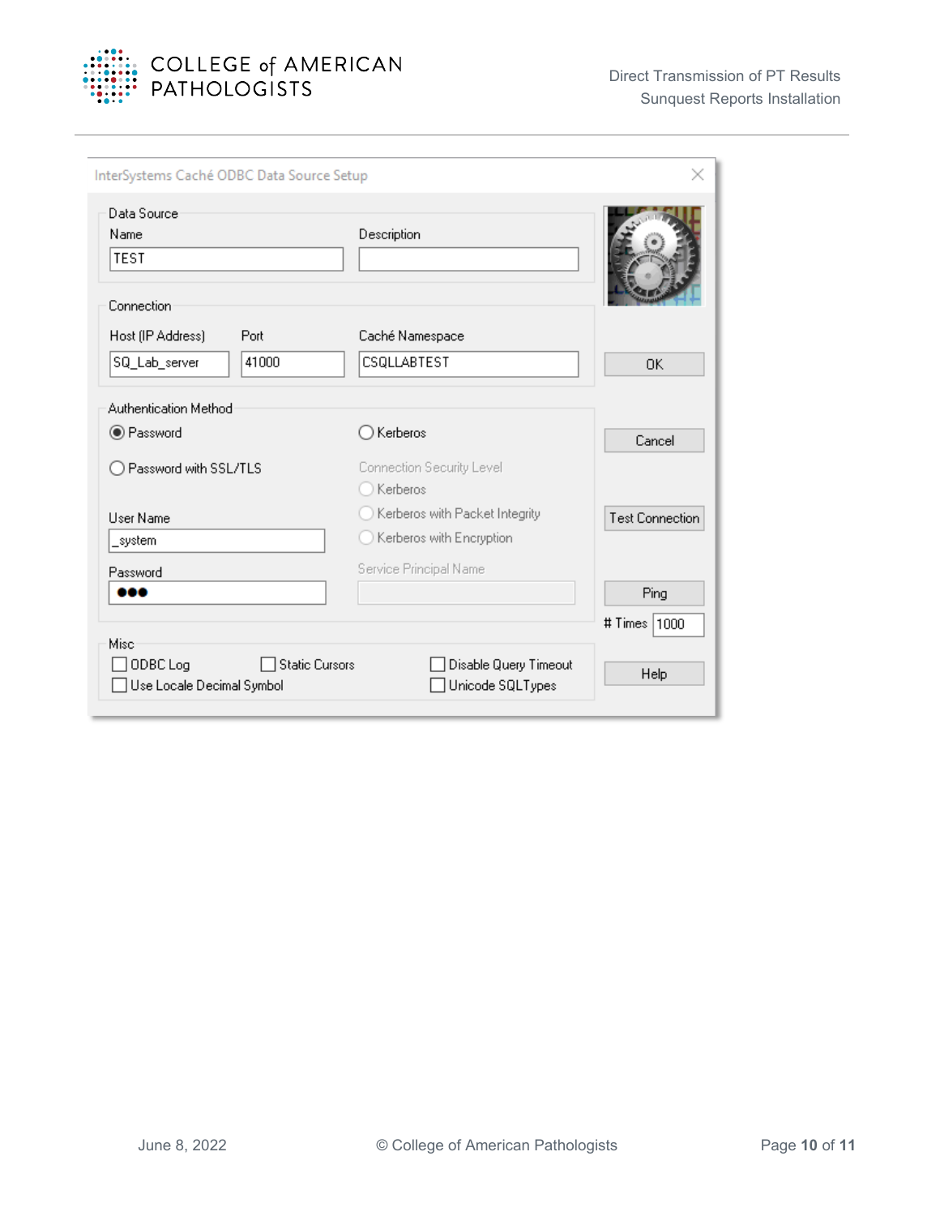InterSystems Caché ODBC Data Source Setup

**Data Source**

| Name | Description |
| --- | --- |
| TEST | |

**Connection**

| Host (IP Address) | Port | Caché Namespace |
| --- | --- | --- |
| SQ_Lab_server | 41000 | CSQLLABTEST |

**Authentication Method**

- (•) Password
- ( ) Password with SSL/TLS
- ( ) Kerberos

User Name: _system

Password: ●●●

Connection Security Level

- ( ) Kerberos
- ( ) Kerberos with Packet Integrity
- ( ) Kerberos with Encryption

Service Principal Name

**Misc**

- [ ] ODBC Log
- [ ] Static Cursors
- [ ] Disable Query Timeout
- [ ] Use Locale Decimal Symbol
- [ ] Unicode SQLTypes

OK

Cancel

Test Connection

Ping

# Times 1000

Help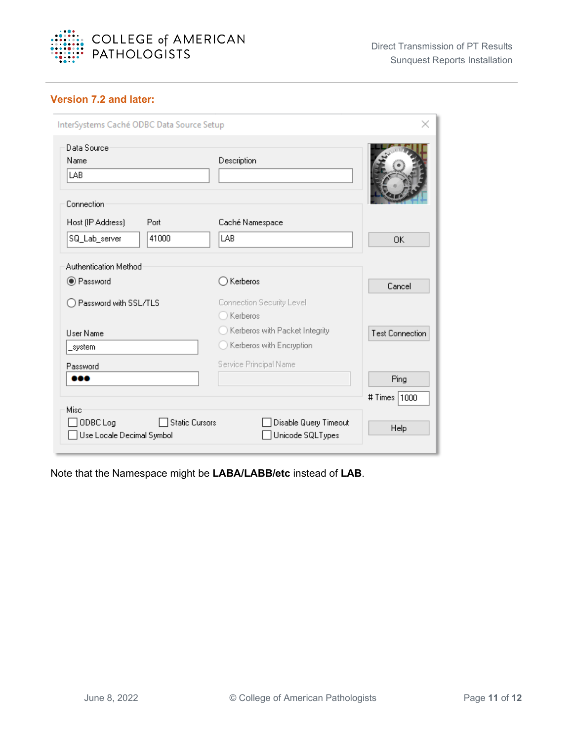### Version 7.2 and later:

InterSystems Caché ODBC Data Source Setup

**Data Source**

| Name | Description |
|---|---|
| LAB | |

**Connection**

| Host (IP Address) | Port | Caché Namespace |
|---|---|---|
| SQ_Lab_server | 41000 | LAB |

**Authentication Method**

- (•) Password
- ( ) Password with SSL/TLS
- ( ) Kerberos

Connection Security Level

- ( ) Kerberos
- ( ) Kerberos with Packet Integrity
- ( ) Kerberos with Encryption

User Name: _system

Password: ●●●

Service Principal Name:

**Misc**

- [ ] ODBC Log
- [ ] Static Cursors
- [ ] Disable Query Timeout
- [ ] Use Locale Decimal Symbol
- [ ] Unicode SQLTypes

Buttons: OK, Cancel, Test Connection, Ping, Help

# Times: 1000

Note that the Namespace might be **LABA/LABB/etc** instead of **LAB**.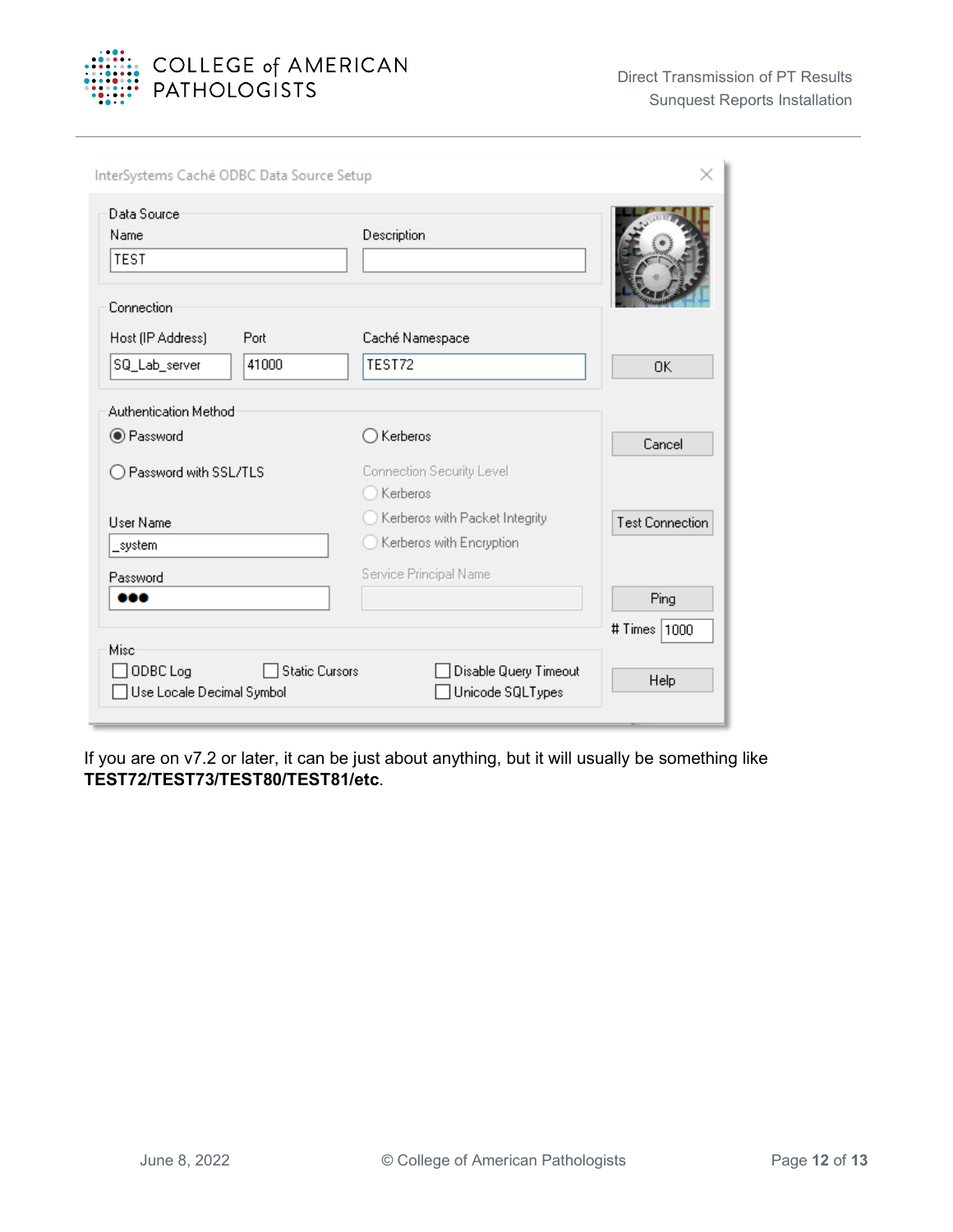If you are on v7.2 or later, it can be just about anything, but it will usually be something like **TEST72/TEST73/TEST80/TEST81/etc**.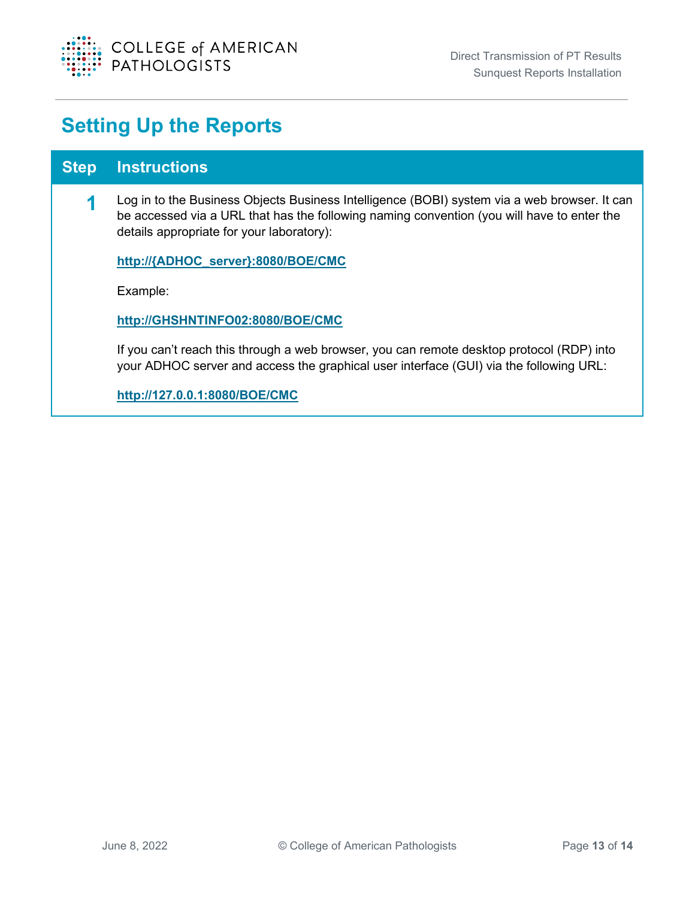# Setting Up the Reports

| Step | Instructions |
|---|---|
| 1 | Log in to the Business Objects Business Intelligence (BOBI) system via a web browser. It can be accessed via a URL that has the following naming convention (you will have to enter the details appropriate for your laboratory):<br><br>**http://{ADHOC_server}:8080/BOE/CMC**<br><br>Example:<br><br>**http://GHSHNTINFO02:8080/BOE/CMC**<br><br>If you can't reach this through a web browser, you can remote desktop protocol (RDP) into your ADHOC server and access the graphical user interface (GUI) via the following URL:<br><br>**http://127.0.0.1:8080/BOE/CMC** |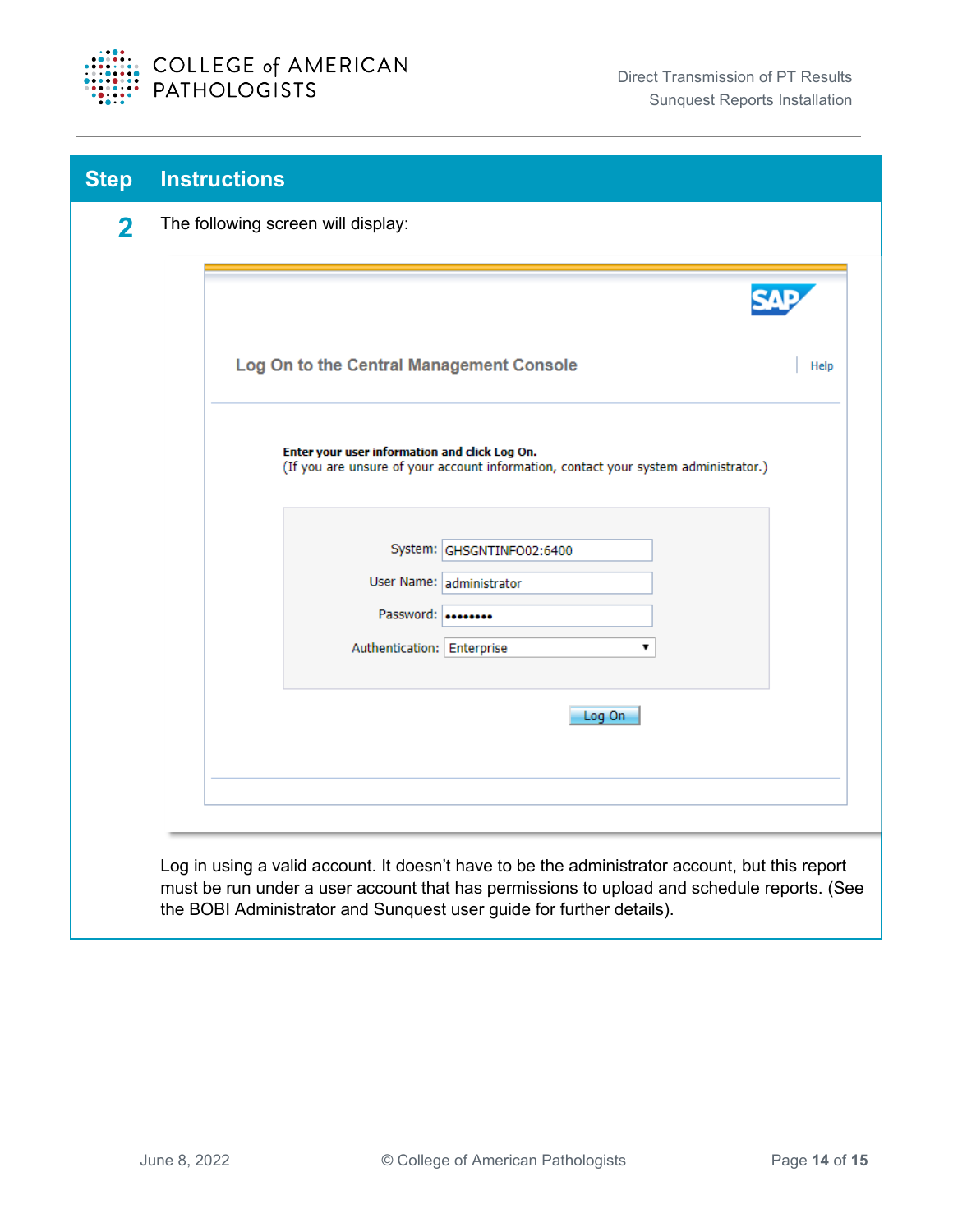| Step | Instructions |
| --- | --- |
| 2 | The following screen will display: |

Log On to the Central Management Console

Help

**Enter your user information and click Log On.**
(If you are unsure of your account information, contact your system administrator.)

System: GHSGNTINFO02:6400
User Name: administrator
Password: ••••••••
Authentication: Enterprise

Log On

Log in using a valid account. It doesn't have to be the administrator account, but this report must be run under a user account that has permissions to upload and schedule reports. (See the BOBI Administrator and Sunquest user guide for further details).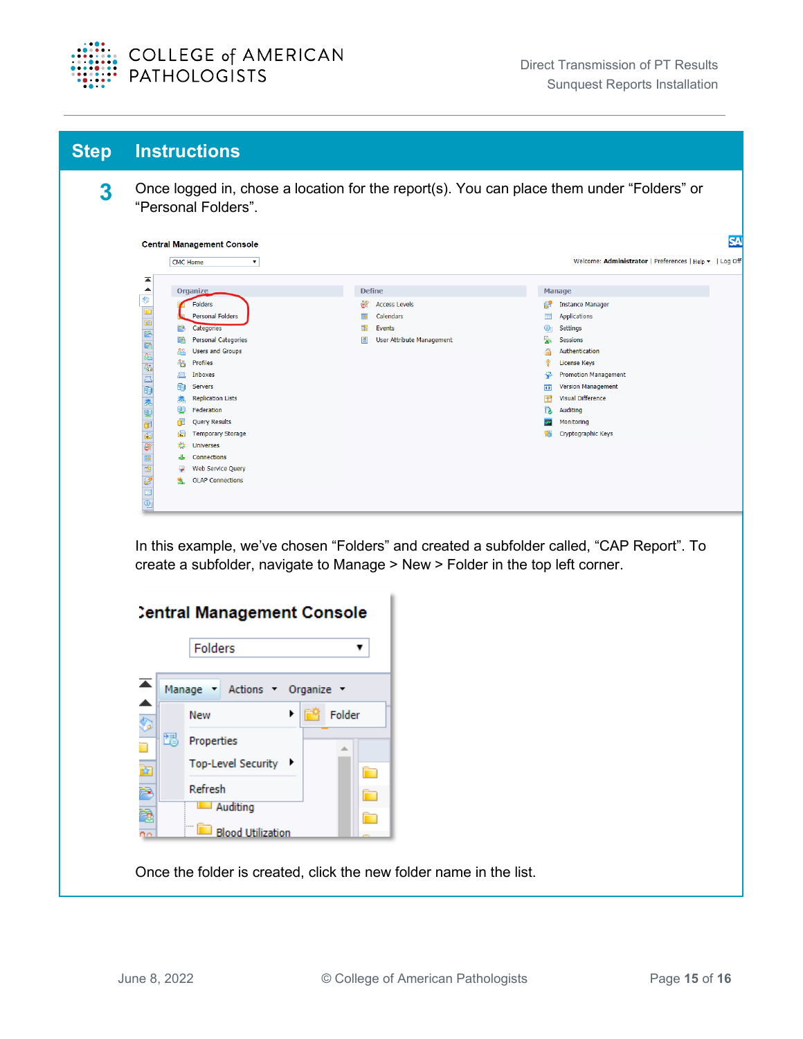| Step | Instructions |
| --- | --- |
| 3 | Once logged in, chose a location for the report(s). You can place them under “Folders” or “Personal Folders”.<br><br>In this example, we’ve chosen “Folders” and created a subfolder called, “CAP Report”. To create a subfolder, navigate to Manage > New > Folder in the top left corner.<br><br>Once the folder is created, click the new folder name in the list. |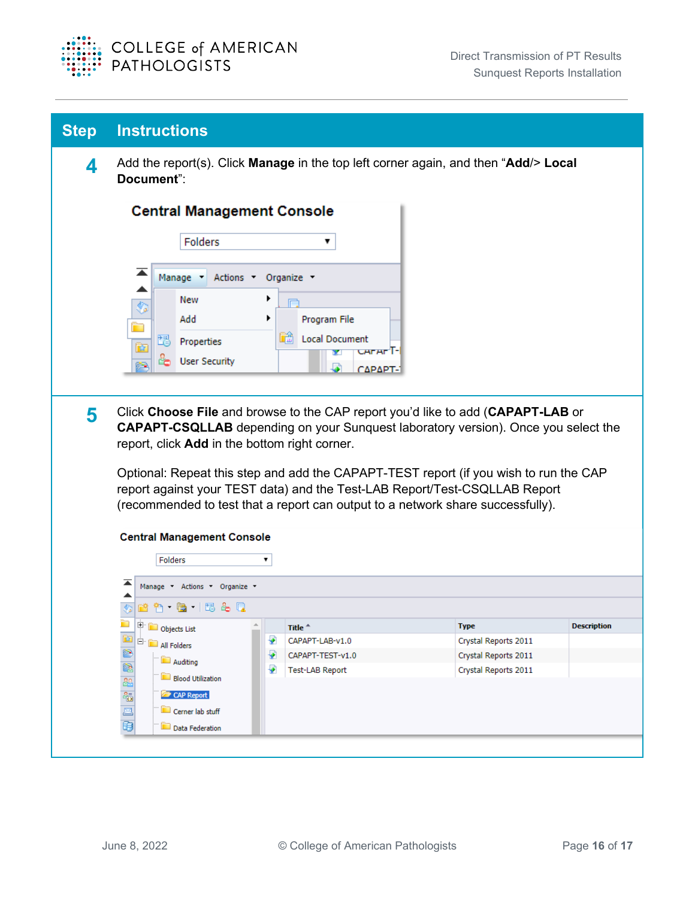| Step | Instructions |
|---|---|
| 4 | Add the report(s). Click **Manage** in the top left corner again, and then "**Add**/> **Local Document**": |
| 5 | Click **Choose File** and browse to the CAP report you'd like to add (**CAPAPT-LAB** or **CAPAPT-CSQLLAB** depending on your Sunquest laboratory version). Once you select the report, click **Add** in the bottom right corner.<br><br>Optional: Repeat this step and add the CAPAPT-TEST report (if you wish to run the CAP report against your TEST data) and the Test-LAB Report/Test-CSQLLAB Report (recommended to test that a report can output to a network share successfully). |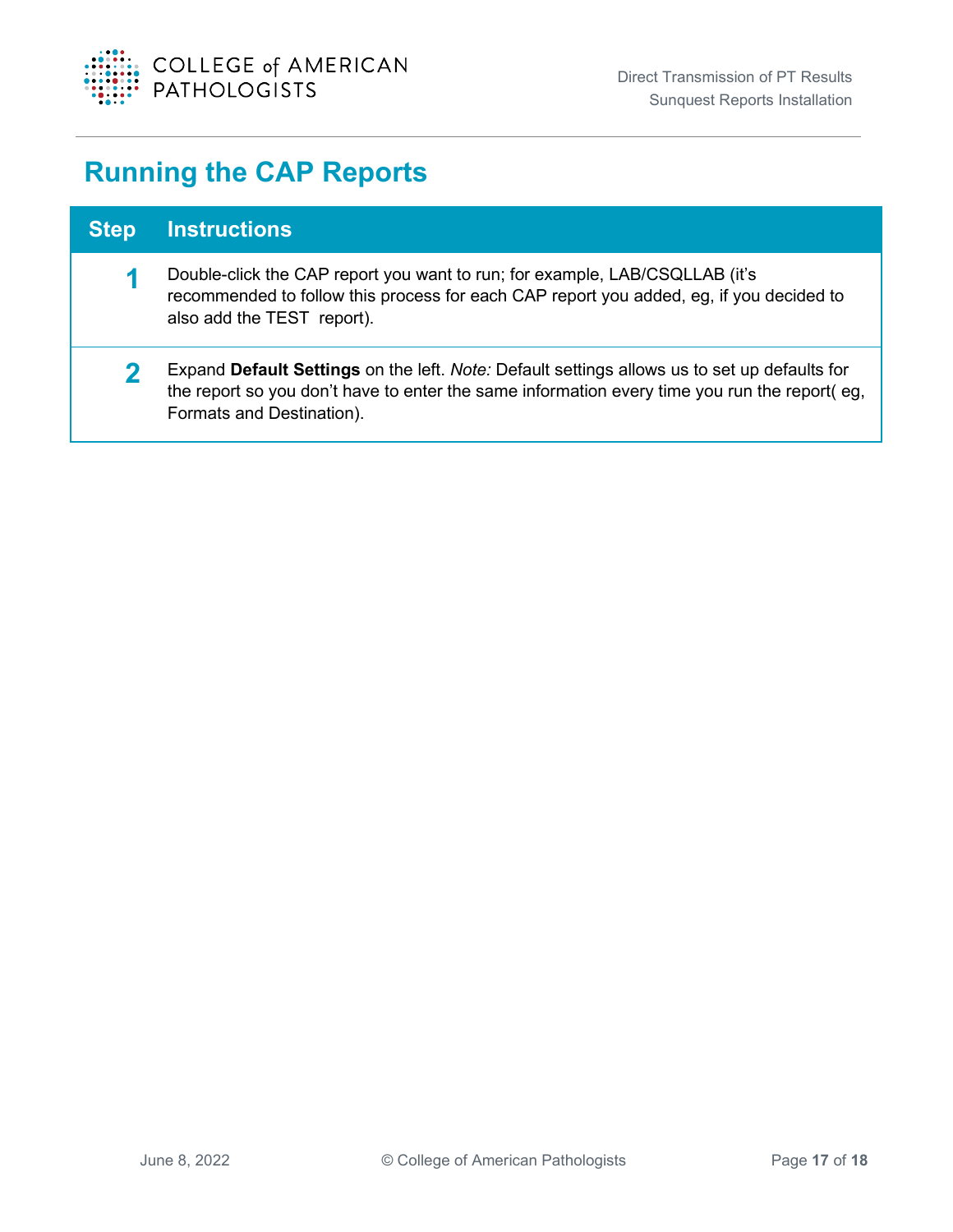# Running the CAP Reports

| Step | Instructions |
| --- | --- |
| 1 | Double-click the CAP report you want to run; for example, LAB/CSQLLAB (it's recommended to follow this process for each CAP report you added, eg, if you decided to also add the TEST  report). |
| 2 | Expand **Default Settings** on the left. *Note:* Default settings allows us to set up defaults for the report so you don't have to enter the same information every time you run the report( eg, Formats and Destination). |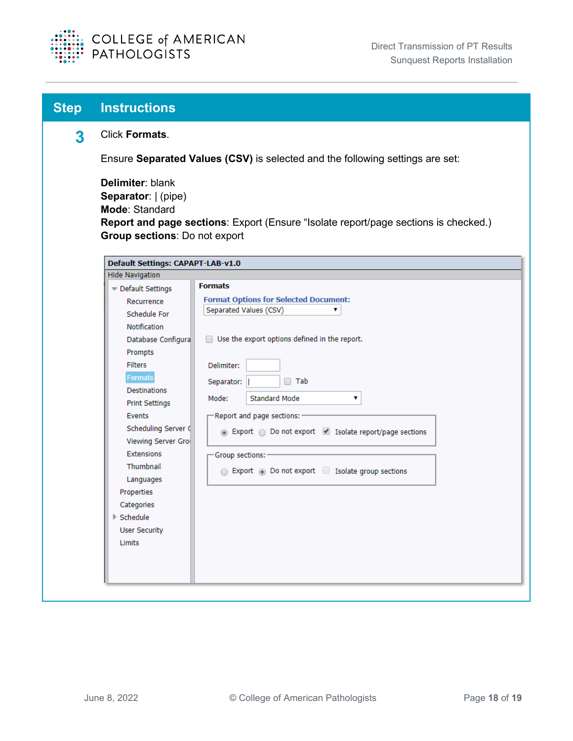| Step | Instructions |
|---|---|
| 3 | Click **Formats**. |

Ensure **Separated Values (CSV)** is selected and the following settings are set:

**Delimiter**: blank
**Separator**: | (pipe)
**Mode**: Standard
**Report and page sections**: Export (Ensure "Isolate report/page sections is checked.)
**Group sections**: Do not export

**Default Settings: CAPAPT-LAB-v1.0**

Hide Navigation

- Default Settings
  - Recurrence
  - Schedule For
  - Notification
  - Database Configura
  - Prompts
  - Filters
  - Formats
  - Destinations
  - Print Settings
  - Events
  - Scheduling Server G
  - Viewing Server Gro
  - Extensions
  - Thumbnail
  - Languages
- Properties
- Categories
- Schedule
- User Security
- Limits

**Formats**

Format Options for Selected Document: Separated Values (CSV)

- [ ] Use the export options defined in the report.

Delimiter:

Separator: | [ ] Tab

Mode: Standard Mode

Report and page sections:
(•) Export ( ) Do not export [x] Isolate report/page sections

Group sections:
( ) Export (•) Do not export [ ] Isolate group sections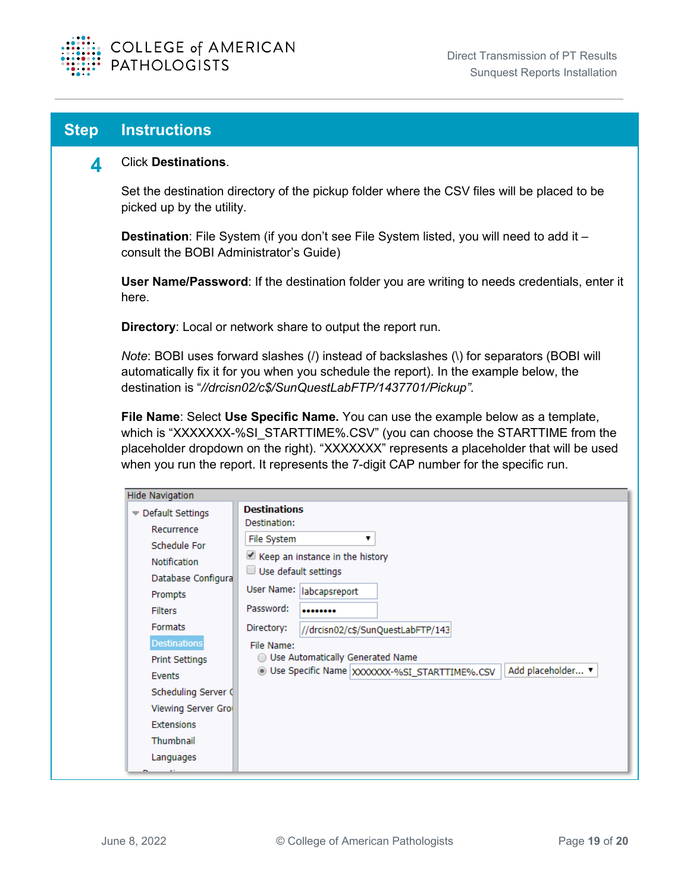| Step | Instructions |
|---|---|
| 4 | Click **Destinations**.<br><br>Set the destination directory of the pickup folder where the CSV files will be placed to be picked up by the utility.<br><br>**Destination**: File System (if you don't see File System listed, you will need to add it – consult the BOBI Administrator's Guide)<br><br>**User Name/Password**: If the destination folder you are writing to needs credentials, enter it here.<br><br>**Directory**: Local or network share to output the report run.<br><br>*Note*: BOBI uses forward slashes (/) instead of backslashes (\) for separators (BOBI will automatically fix it for you when you schedule the report). In the example below, the destination is "*//drcisn02/c$/SunQuestLabFTP/1437701/Pickup".*<br><br>**File Name**: Select **Use Specific Name.** You can use the example below as a template, which is "XXXXXXX-%SI_STARTTIME%.CSV" (you can choose the STARTTIME from the placeholder dropdown on the right). "XXXXXXX" represents a placeholder that will be used when you run the report. It represents the 7-digit CAP number for the specific run. |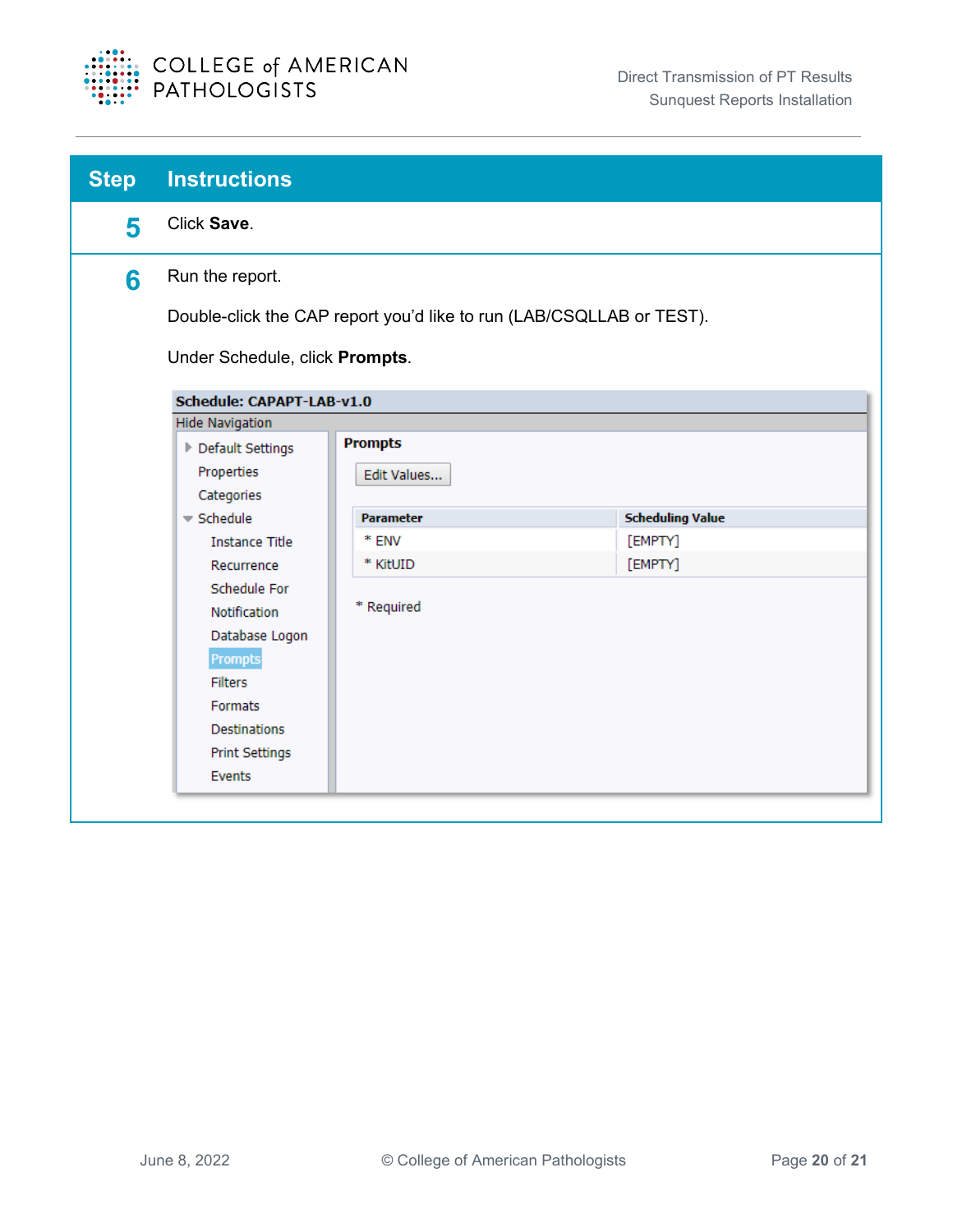| Step | Instructions |
|---|---|
| **5** | Click **Save**. |
| **6** | Run the report.<br><br>Double-click the CAP report you'd like to run (LAB/CSQLLAB or TEST).<br><br>Under Schedule, click **Prompts**. |

**Schedule: CAPAPT-LAB-v1.0**

Hide Navigation

- Default Settings
- Properties
- Categories
- Schedule
  - Instance Title
  - Recurrence
  - Schedule For
  - Notification
  - Database Logon
  - Prompts
  - Filters
  - Formats
  - Destinations
  - Print Settings
  - Events

**Prompts**

Edit Values...

| Parameter | Scheduling Value |
|---|---|
| * ENV | [EMPTY] |
| * KitUID | [EMPTY] |

* Required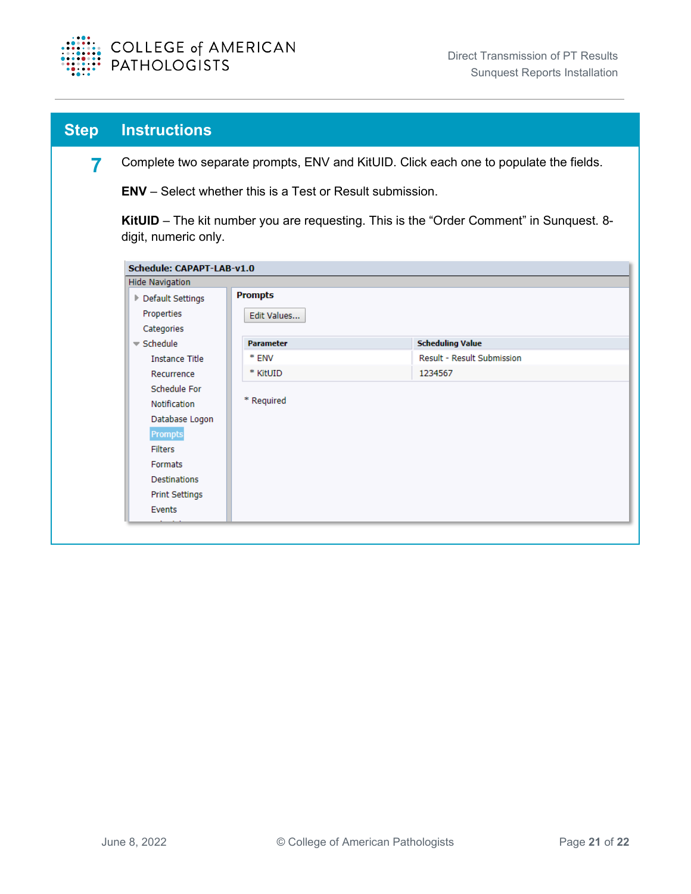| Step | Instructions |
|---|---|
| 7 | Complete two separate prompts, ENV and KitUID. Click each one to populate the fields. **ENV** – Select whether this is a Test or Result submission. **KitUID** – The kit number you are requesting. This is the "Order Comment" in Sunquest. 8-digit, numeric only. |

**Schedule: CAPAPT-LAB-v1.0**

Hide Navigation

- Default Settings
- Properties
- Categories
- Schedule
  - Instance Title
  - Recurrence
  - Schedule For
  - Notification
  - Database Logon
  - Prompts
  - Filters
  - Formats
  - Destinations
  - Print Settings
  - Events

**Prompts**

Edit Values...

| Parameter | Scheduling Value |
|---|---|
| * ENV | Result - Result Submission |
| * KitUID | 1234567 |

* Required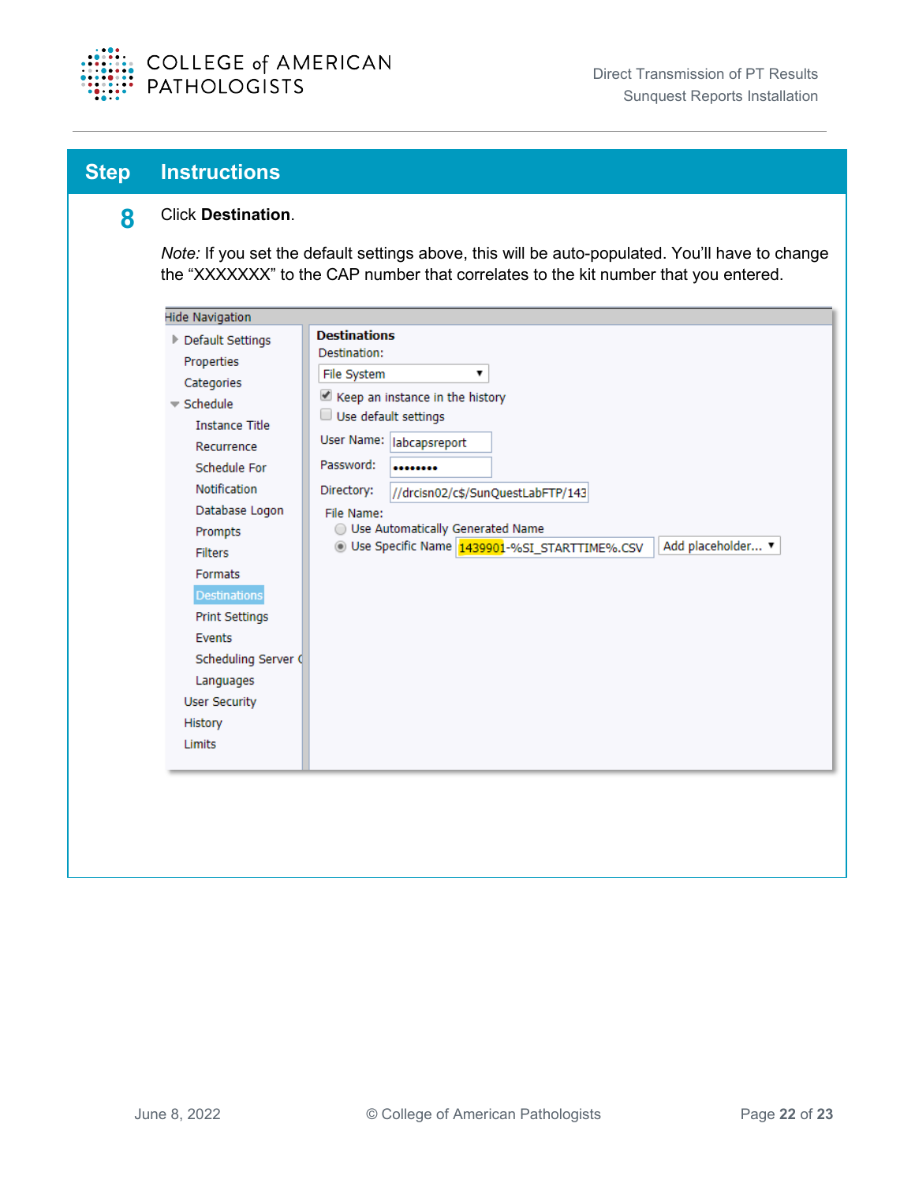| Step | Instructions |
| --- | --- |
| 8 | Click **Destination**.<br><br>*Note:* If you set the default settings above, this will be auto-populated. You'll have to change the "XXXXXXX" to the CAP number that correlates to the kit number that you entered. |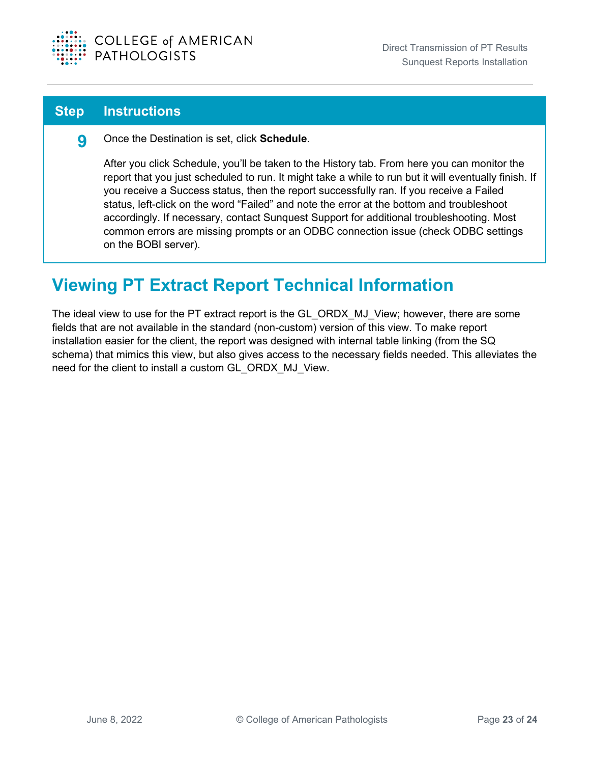| Step | Instructions |
| --- | --- |
| **9** | Once the Destination is set, click **Schedule**.<br><br>After you click Schedule, you'll be taken to the History tab. From here you can monitor the report that you just scheduled to run. It might take a while to run but it will eventually finish. If you receive a Success status, then the report successfully ran. If you receive a Failed status, left-click on the word "Failed" and note the error at the bottom and troubleshoot accordingly. If necessary, contact Sunquest Support for additional troubleshooting. Most common errors are missing prompts or an ODBC connection issue (check ODBC settings on the BOBI server). |

## Viewing PT Extract Report Technical Information

The ideal view to use for the PT extract report is the GL_ORDX_MJ_View; however, there are some fields that are not available in the standard (non-custom) version of this view. To make report installation easier for the client, the report was designed with internal table linking (from the SQ schema) that mimics this view, but also gives access to the necessary fields needed. This alleviates the need for the client to install a custom GL_ORDX_MJ_View.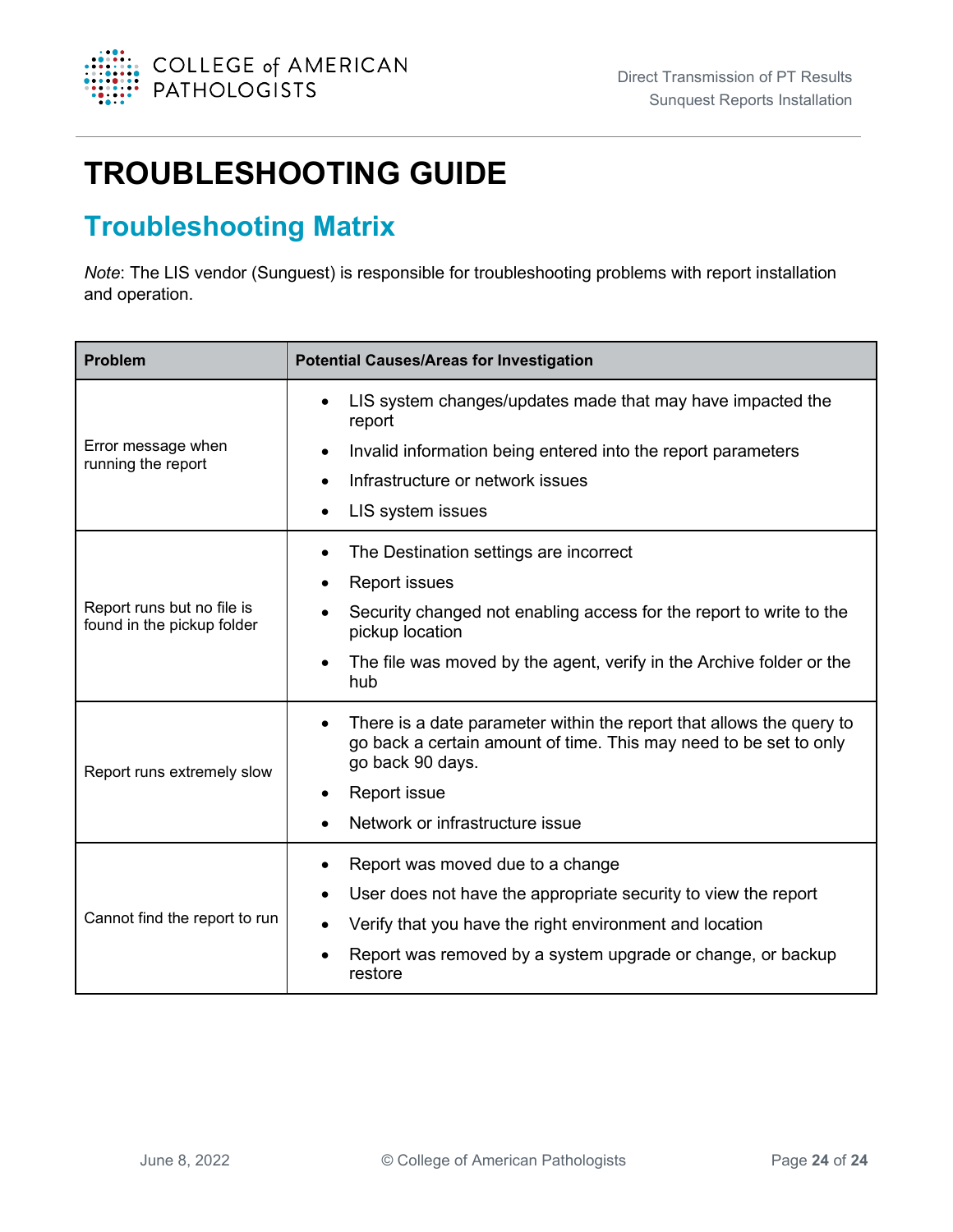# TROUBLESHOOTING GUIDE

## Troubleshooting Matrix

*Note*: The LIS vendor (Sunguest) is responsible for troubleshooting problems with report installation and operation.

| Problem | Potential Causes/Areas for Investigation |
|---|---|
| Error message when running the report | • LIS system changes/updates made that may have impacted the report<br>• Invalid information being entered into the report parameters<br>• Infrastructure or network issues<br>• LIS system issues |
| Report runs but no file is found in the pickup folder | • The Destination settings are incorrect<br>• Report issues<br>• Security changed not enabling access for the report to write to the pickup location<br>• The file was moved by the agent, verify in the Archive folder or the hub |
| Report runs extremely slow | • There is a date parameter within the report that allows the query to go back a certain amount of time. This may need to be set to only go back 90 days.<br>• Report issue<br>• Network or infrastructure issue |
| Cannot find the report to run | • Report was moved due to a change<br>• User does not have the appropriate security to view the report<br>• Verify that you have the right environment and location<br>• Report was removed by a system upgrade or change, or backup restore |